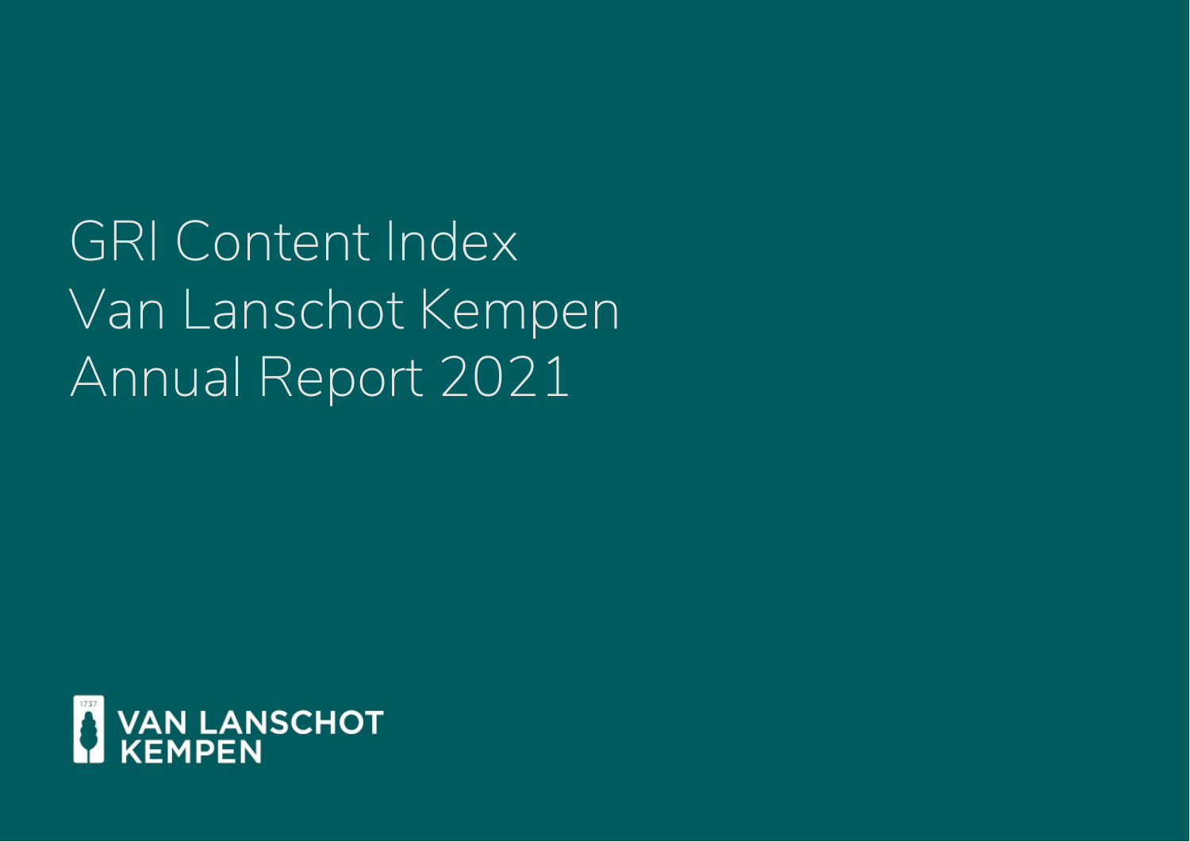# GRI Content Index Van Lanschot Kempen Annual Report 2021

VAN LANSCHOT KEMPEN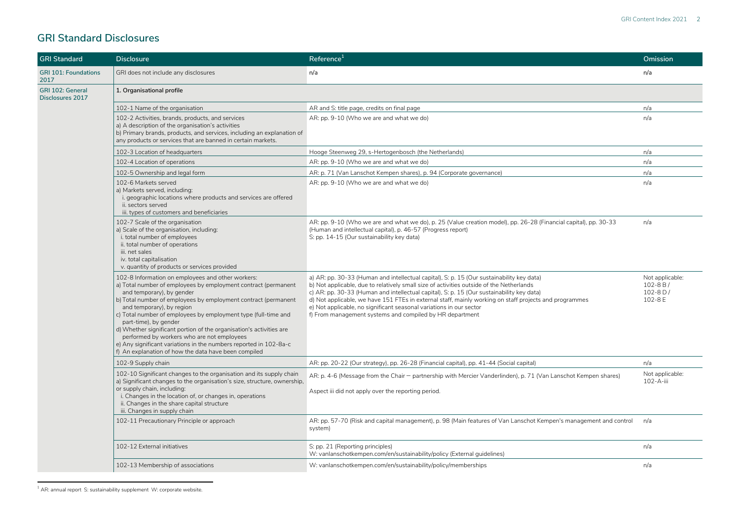## GRI Standard Disclosures

| GRI Standard | Disclosure | Reference[1] | Omission |
|---|---|---|---|
| GRI 101: Foundations 2017 | GRI does not include any disclosures | n/a | n/a |
| GRI 102: General Disclosures 2017 | **1. Organisational profile** | | |
| | 102-1 Name of the organisation | AR and S: title page, credits on final page | n/a |
| | 102-2 Activities, brands, products, and services<br>a) A description of the organisation's activities<br>b) Primary brands, products, and services, including an explanation of any products or services that are banned in certain markets. | AR: pp. 9-10 (Who we are and what we do) | n/a |
| | 102-3 Location of headquarters | Hooge Steenweg 29, s-Hertogenbosch (the Netherlands) | n/a |
| | 102-4 Location of operations | AR: pp. 9-10 (Who we are and what we do) | n/a |
| | 102-5 Ownership and legal form | AR: p. 71 (Van Lanschot Kempen shares), p. 94 (Corporate governance) | n/a |
| | 102-6 Markets served<br>a) Markets served, including:<br>i. geographic locations where products and services are offered<br>ii. sectors served<br>iii. types of customers and beneficiaries | AR: pp. 9-10 (Who we are and what we do) | n/a |
| | 102-7 Scale of the organisation<br>a) Scale of the organisation, including:<br>i. total number of employees<br>ii. total number of operations<br>iii. net sales<br>iv. total capitalisation<br>v. quantity of products or services provided | AR: pp. 9-10 (Who we are and what we do), p. 25 (Value creation model), pp. 26-28 (Financial capital), pp. 30-33 (Human and intellectual capital), p. 46-57 (Progress report)<br>S: pp. 14-15 (Our sustainability key data) | n/a |
| | 102-8 Information on employees and other workers:<br>a) Total number of employees by employment contract (permanent and temporary), by gender<br>b) Total number of employees by employment contract (permanent and temporary), by region<br>c) Total number of employees by employment type (full-time and part-time), by gender<br>d) Whether significant portion of the organisation's activities are performed by workers who are not employees<br>e) Any significant variations in the numbers reported in 102-8a-c<br>f) An explanation of how the data have been compiled | a) AR: pp. 30-33 (Human and intellectual capital), S: p. 15 (Our sustainability key data)<br>b) Not applicable, due to relatively small size of activities outside of the Netherlands<br>c) AR: pp. 30-33 (Human and intellectual capital), S: p. 15 (Our sustainability key data)<br>d) Not applicable, we have 151 FTEs in external staff, mainly working on staff projects and programmes<br>e) Not applicable, no significant seasonal variations in our sector<br>f) From management systems and compiled by HR department | Not applicable: 102-8 B / 102-8 D / 102-8 E |
| | 102-9 Supply chain | AR: pp. 20-22 (Our strategy), pp. 26-28 (Financial capital), pp. 41-44 (Social capital) | n/a |
| | 102-10 Significant changes to the organisation and its supply chain<br>a) Significant changes to the organisation's size, structure, ownership, or supply chain, including:<br>i. Changes in the location of, or changes in, operations<br>ii. Changes in the share capital structure<br>iii. Changes in supply chain | AR: p. 4-6 (Message from the Chair – partnership with Mercier Vanderlinden), p. 71 (Van Lanschot Kempen shares)<br><br>Aspect iii did not apply over the reporting period. | Not applicable: 102-A-iii |
| | 102-11 Precautionary Principle or approach | AR: pp. 57-70 (Risk and capital management), p. 98 (Main features of Van Lanschot Kempen's management and control system) | n/a |
| | 102-12 External initiatives | S: pp. 21 (Reporting principles)<br>W: vanlanschotkempen.com/en/sustainability/policy (External guidelines) | n/a |
| | 102-13 Membership of associations | W: vanlanschotkempen.com/en/sustainability/policy/memberships | n/a |

[1] AR: annual report S: sustainability supplement W: corporate website.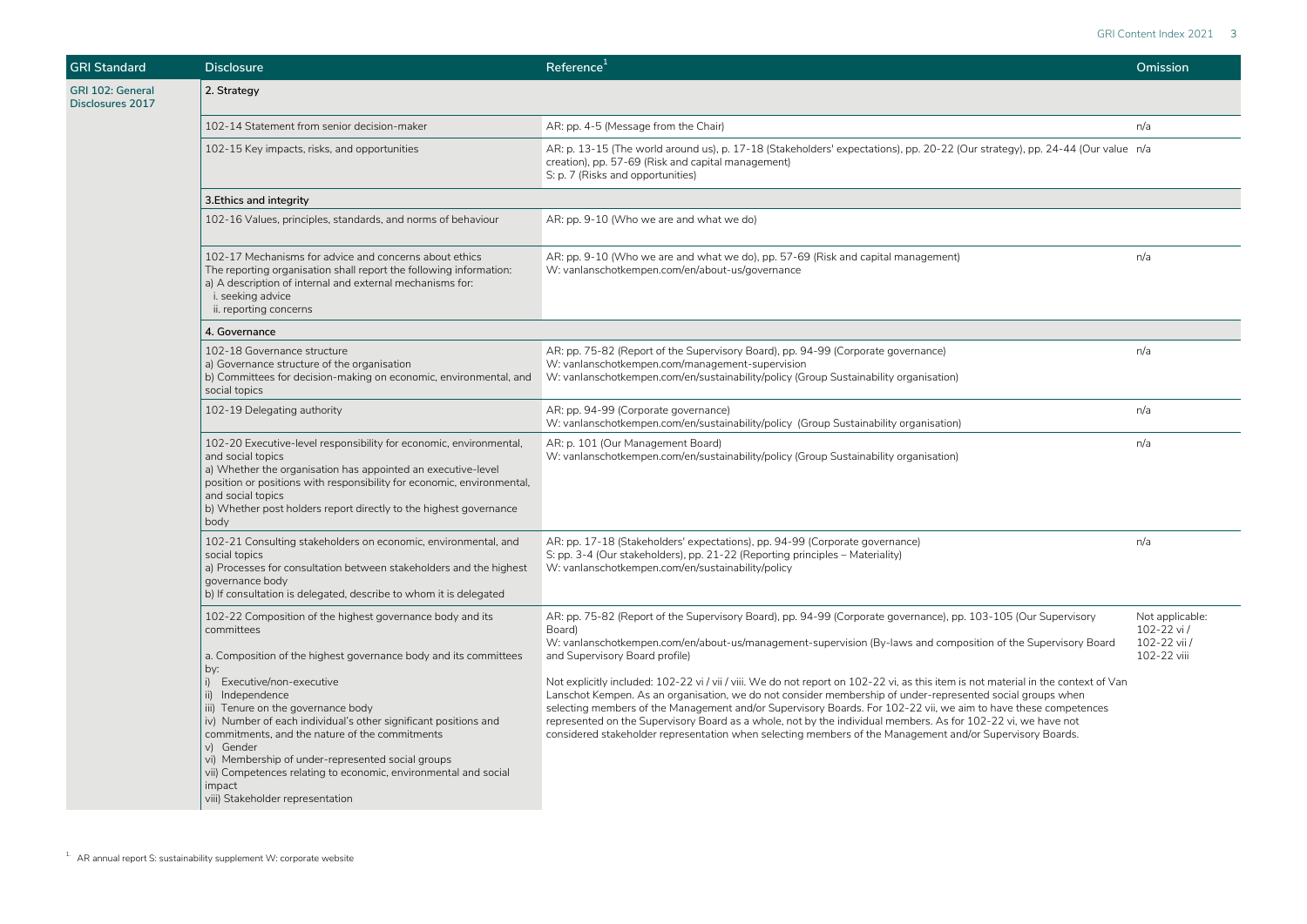| GRI Standard | Disclosure | Reference[1] | Omission |
|---|---|---|---|
| GRI 102: General Disclosures 2017 | **2. Strategy** | | |
| | 102-14 Statement from senior decision-maker | AR: pp. 4-5 (Message from the Chair) | n/a |
| | 102-15 Key impacts, risks, and opportunities | AR: p. 13-15 (The world around us), p. 17-18 (Stakeholders' expectations), pp. 20-22 (Our strategy), pp. 24-44 (Our value creation), pp. 57-69 (Risk and capital management)<br>S: p. 7 (Risks and opportunities) | n/a |
| | **3.Ethics and integrity** | | |
| | 102-16 Values, principles, standards, and norms of behaviour | AR: pp. 9-10 (Who we are and what we do) | |
| | 102-17 Mechanisms for advice and concerns about ethics<br>The reporting organisation shall report the following information:<br>a) A description of internal and external mechanisms for:<br>i. seeking advice<br>ii. reporting concerns | AR: pp. 9-10 (Who we are and what we do), pp. 57-69 (Risk and capital management)<br>W: vanlanschotkempen.com/en/about-us/governance | n/a |
| | **4. Governance** | | |
| | 102-18 Governance structure<br>a) Governance structure of the organisation<br>b) Committees for decision-making on economic, environmental, and social topics | AR: pp. 75-82 (Report of the Supervisory Board), pp. 94-99 (Corporate governance)<br>W: vanlanschotkempen.com/management-supervision<br>W: vanlanschotkempen.com/en/sustainability/policy (Group Sustainability organisation) | n/a |
| | 102-19 Delegating authority | AR: pp. 94-99 (Corporate governance)<br>W: vanlanschotkempen.com/en/sustainability/policy (Group Sustainability organisation) | n/a |
| | 102-20 Executive-level responsibility for economic, environmental, and social topics<br>a) Whether the organisation has appointed an executive-level position or positions with responsibility for economic, environmental, and social topics<br>b) Whether post holders report directly to the highest governance body | AR: p. 101 (Our Management Board)<br>W: vanlanschotkempen.com/en/sustainability/policy (Group Sustainability organisation) | n/a |
| | 102-21 Consulting stakeholders on economic, environmental, and social topics<br>a) Processes for consultation between stakeholders and the highest governance body<br>b) If consultation is delegated, describe to whom it is delegated | AR: pp. 17-18 (Stakeholders' expectations), pp. 94-99 (Corporate governance)<br>S: pp. 3-4 (Our stakeholders), pp. 21-22 (Reporting principles – Materiality)<br>W: vanlanschotkempen.com/en/sustainability/policy | n/a |
| | 102-22 Composition of the highest governance body and its committees<br><br>a. Composition of the highest governance body and its committees by:<br>i) Executive/non-executive<br>ii) Independence<br>iii) Tenure on the governance body<br>iv) Number of each individual's other significant positions and commitments, and the nature of the commitments<br>v) Gender<br>vi) Membership of under-represented social groups<br>vii) Competences relating to economic, environmental and social impact<br>viii) Stakeholder representation | AR: pp. 75-82 (Report of the Supervisory Board), pp. 94-99 (Corporate governance), pp. 103-105 (Our Supervisory Board)<br>W: vanlanschotkempen.com/en/about-us/management-supervision (By-laws and composition of the Supervisory Board and Supervisory Board profile)<br><br>Not explicitly included: 102-22 vi / vii / viii. We do not report on 102-22 vi, as this item is not material in the context of Van Lanschot Kempen. As an organisation, we do not consider membership of under-represented social groups when selecting members of the Management and/or Supervisory Boards. For 102-22 vii, we aim to have these competences represented on the Supervisory Board as a whole, not by the individual members. As for 102-22 vi, we have not considered stakeholder representation when selecting members of the Management and/or Supervisory Boards. | Not applicable: 102-22 vi / 102-22 vii / 102-22 viii |

[1] AR annual report S: sustainability supplement W: corporate website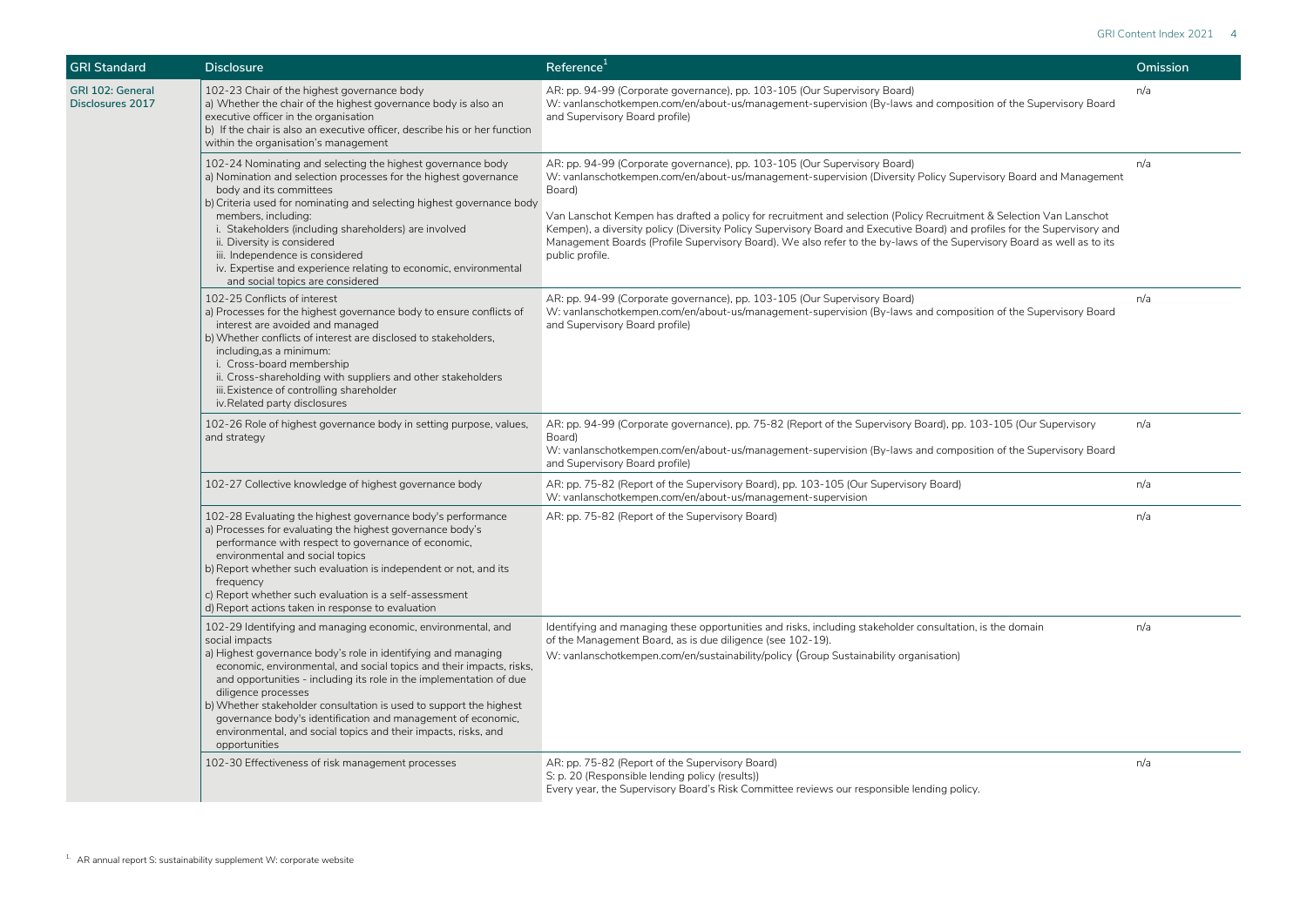| GRI Standard | Disclosure | Reference[1] | Omission |
|---|---|---|---|
| GRI 102: General Disclosures 2017 | 102-23 Chair of the highest governance body<br>a) Whether the chair of the highest governance body is also an executive officer in the organisation<br>b) If the chair is also an executive officer, describe his or her function within the organisation's management | AR: pp. 94-99 (Corporate governance), pp. 103-105 (Our Supervisory Board)<br>W: vanlanschotkempen.com/en/about-us/management-supervision (By-laws and composition of the Supervisory Board and Supervisory Board profile) | n/a |
| | 102-24 Nominating and selecting the highest governance body<br>a) Nomination and selection processes for the highest governance body and its committees<br>b) Criteria used for nominating and selecting highest governance body members, including:<br>i. Stakeholders (including shareholders) are involved<br>ii. Diversity is considered<br>iii. Independence is considered<br>iv. Expertise and experience relating to economic, environmental and social topics are considered | AR: pp. 94-99 (Corporate governance), pp. 103-105 (Our Supervisory Board)<br>W: vanlanschotkempen.com/en/about-us/management-supervision (Diversity Policy Supervisory Board and Management Board)<br><br>Van Lanschot Kempen has drafted a policy for recruitment and selection (Policy Recruitment & Selection Van Lanschot Kempen), a diversity policy (Diversity Policy Supervisory Board and Executive Board) and profiles for the Supervisory and Management Boards (Profile Supervisory Board). We also refer to the by-laws of the Supervisory Board as well as to its public profile. | n/a |
| | 102-25 Conflicts of interest<br>a) Processes for the highest governance body to ensure conflicts of interest are avoided and managed<br>b) Whether conflicts of interest are disclosed to stakeholders, including,as a minimum:<br>i. Cross-board membership<br>ii. Cross-shareholding with suppliers and other stakeholders<br>iii. Existence of controlling shareholder<br>iv. Related party disclosures | AR: pp. 94-99 (Corporate governance), pp. 103-105 (Our Supervisory Board)<br>W: vanlanschotkempen.com/en/about-us/management-supervision (By-laws and composition of the Supervisory Board and Supervisory Board profile) | n/a |
| | 102-26 Role of highest governance body in setting purpose, values, and strategy | AR: pp. 94-99 (Corporate governance), pp. 75-82 (Report of the Supervisory Board), pp. 103-105 (Our Supervisory Board)<br>W: vanlanschotkempen.com/en/about-us/management-supervision (By-laws and composition of the Supervisory Board and Supervisory Board profile) | n/a |
| | 102-27 Collective knowledge of highest governance body | AR: pp. 75-82 (Report of the Supervisory Board), pp. 103-105 (Our Supervisory Board)<br>W: vanlanschotkempen.com/en/about-us/management-supervision | n/a |
| | 102-28 Evaluating the highest governance body's performance<br>a) Processes for evaluating the highest governance body's performance with respect to governance of economic, environmental and social topics<br>b) Report whether such evaluation is independent or not, and its frequency<br>c) Report whether such evaluation is a self-assessment<br>d) Report actions taken in response to evaluation | AR: pp. 75-82 (Report of the Supervisory Board) | n/a |
| | 102-29 Identifying and managing economic, environmental, and social impacts<br>a) Highest governance body's role in identifying and managing economic, environmental, and social topics and their impacts, risks, and opportunities - including its role in the implementation of due diligence processes<br>b) Whether stakeholder consultation is used to support the highest governance body's identification and management of economic, environmental, and social topics and their impacts, risks, and opportunities | Identifying and managing these opportunities and risks, including stakeholder consultation, is the domain of the Management Board, as is due diligence (see 102-19).<br>W: vanlanschotkempen.com/en/sustainability/policy (Group Sustainability organisation) | n/a |
| | 102-30 Effectiveness of risk management processes | AR: pp. 75-82 (Report of the Supervisory Board)<br>S: p. 20 (Responsible lending policy (results))<br>Every year, the Supervisory Board's Risk Committee reviews our responsible lending policy. | n/a |

[1] AR annual report S: sustainability supplement W: corporate website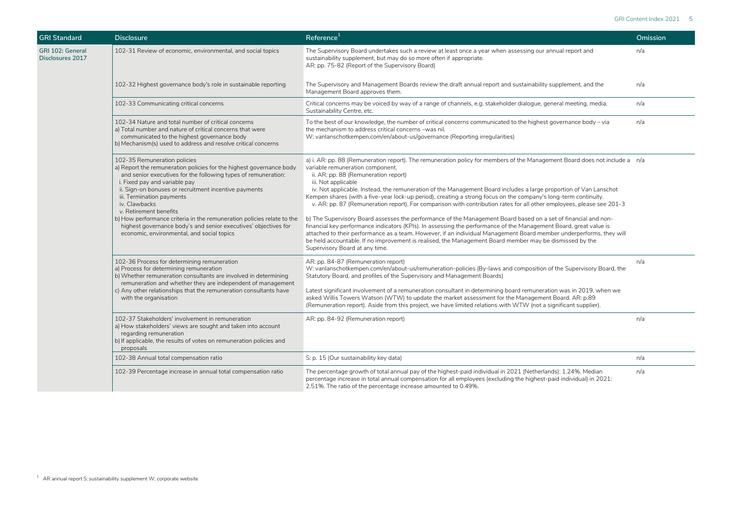| GRI Standard | Disclosure | Reference[1] | Omission |
|---|---|---|---|
| GRI 102: General Disclosures 2017 | 102-31 Review of economic, environmental, and social topics | The Supervisory Board undertakes such a review at least once a year when assessing our annual report and sustainability supplement, but may do so more often if appropriate.<br>AR: pp. 75-82 (Report of the Supervisory Board) | n/a |
| | 102-32 Highest governance body's role in sustainable reporting | The Supervisory and Management Boards review the draft annual report and sustainability supplement, and the Management Board approves them. | n/a |
| | 102-33 Communicating critical concerns | Critical concerns may be voiced by way of a range of channels, e.g. stakeholder dialogue, general meeting, media, Sustainability Centre, etc. | n/a |
| | 102-34 Nature and total number of critical concerns<br>a) Total number and nature of critical concerns that were communicated to the highest governance body<br>b) Mechanism(s) used to address and resolve critical concerns | To the best of our knowledge, the number of critical concerns communicated to the highest governance body – via the mechanism to address critical concerns –was nil.<br>W: vanlanschotkempen.com/en/about-us/governance (Reporting irregularities) | n/a |
| | 102-35 Remuneration policies<br>a) Report the remuneration policies for the highest governance body and senior executives for the following types of remuneration:<br>i. Fixed pay and variable pay<br>ii. Sign-on bonuses or recruitment incentive payments<br>iii. Termination payments<br>iv. Clawbacks<br>v. Retirement benefits<br>b) How performance criteria in the remuneration policies relate to the highest governance body's and senior executives' objectives for economic, environmental, and social topics | a) i. AR: pp. 88 (Remuneration report). The remuneration policy for members of the Management Board does not include a variable remuneration component.<br>ii. AR: pp. 88 (Remuneration report)<br>iii. Not applicable<br>iv. Not applicable. Instead, the remuneration of the Management Board includes a large proportion of Van Lanschot Kempen shares (with a five-year lock-up period), creating a strong focus on the company's long-term continuity.<br>v. AR: pp. 87 (Remuneration report). For comparison with contribution rates for all other employees, please see 201-3<br><br>b) The Supervisory Board assesses the performance of the Management Board based on a set of financial and non-financial key performance indicators (KPIs). In assessing the performance of the Management Board, great value is attached to their performance as a team. However, if an individual Management Board member underperforms, they will be held accountable. If no improvement is realised, the Management Board member may be dismissed by the Supervisory Board at any time. | n/a |
| | 102-36 Process for determining remuneration<br>a) Process for determining remuneration<br>b) Whether remuneration consultants are involved in determining remuneration and whether they are independent of management<br>c) Any other relationships that the remuneration consultants have with the organisation | AR: pp. 84-87 (Remuneration report)<br>W: vanlanschotkempen.com/en/about-us/remuneration-policies (By-laws and composition of the Supervisory Board, the Statutory Board, and profiles of the Supervisory and Management Boards)<br><br>Latest significant involvement of a remuneration consultant in determining board remuneration was in 2019, when we asked Willis Towers Watson (WTW) to update the market assessment for the Management Board. AR: p.89 (Remuneration report). Aside from this project, we have limited relations with WTW (not a significant supplier). | n/a |
| | 102-37 Stakeholders' involvement in remuneration<br>a) How stakeholders' views are sought and taken into account regarding remuneration<br>b) If applicable, the results of votes on remuneration policies and proposals | AR: pp. 84-92 (Remuneration report) | n/a |
| | 102-38 Annual total compensation ratio | S: p. 15 (Our sustainability key data) | n/a |
| | 102-39 Percentage increase in annual total compensation ratio | The percentage growth of total annual pay of the highest-paid individual in 2021 (Netherlands): 1.24%. Median percentage increase in total annual compensation for all employees (excluding the highest-paid individual) in 2021: 2.51%. The ratio of the percentage increase amounted to 0.49%. | n/a |

[1] AR annual report S: sustainability supplement W: corporate website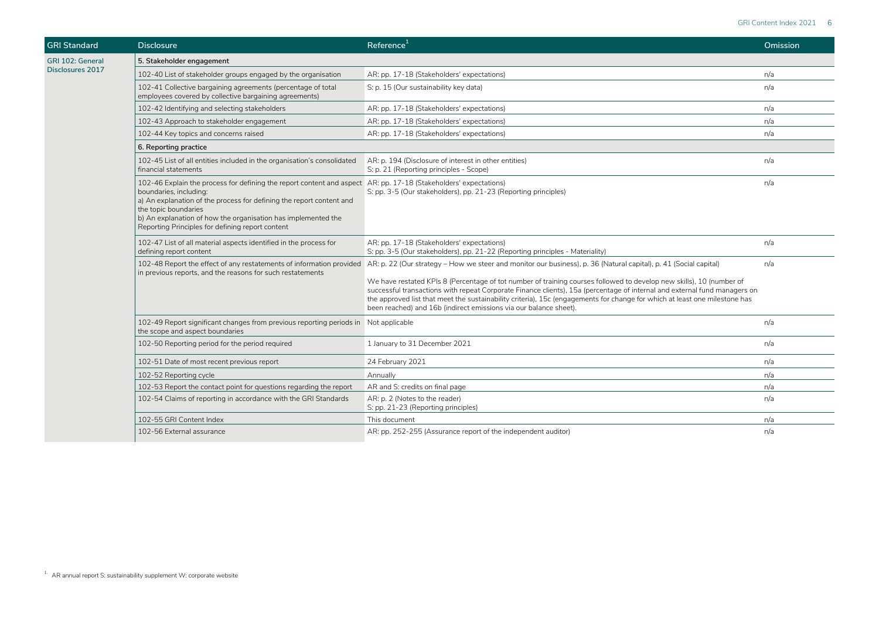| GRI Standard | Disclosure | Reference[1] | Omission |
|---|---|---|---|
| GRI 102: General Disclosures 2017 | **5. Stakeholder engagement** | | |
| | 102-40 List of stakeholder groups engaged by the organisation | AR: pp. 17-18 (Stakeholders' expectations) | n/a |
| | 102-41 Collective bargaining agreements (percentage of total employees covered by collective bargaining agreements) | S: p. 15 (Our sustainability key data) | n/a |
| | 102-42 Identifying and selecting stakeholders | AR: pp. 17-18 (Stakeholders' expectations) | n/a |
| | 102-43 Approach to stakeholder engagement | AR: pp. 17-18 (Stakeholders' expectations) | n/a |
| | 102-44 Key topics and concerns raised | AR: pp. 17-18 (Stakeholders' expectations) | n/a |
| | **6. Reporting practice** | | |
| | 102-45 List of all entities included in the organisation's consolidated financial statements | AR: p. 194 (Disclosure of interest in other entities)<br>S: p. 21 (Reporting principles - Scope) | n/a |
| | 102-46 Explain the process for defining the report content and aspect boundaries, including:<br>a) An explanation of the process for defining the report content and the topic boundaries<br>b) An explanation of how the organisation has implemented the Reporting Principles for defining report content | AR: pp. 17-18 (Stakeholders' expectations)<br>S: pp. 3-5 (Our stakeholders), pp. 21-23 (Reporting principles) | n/a |
| | 102-47 List of all material aspects identified in the process for defining report content | AR: pp. 17-18 (Stakeholders' expectations)<br>S: pp. 3-5 (Our stakeholders), pp. 21-22 (Reporting principles - Materiality) | n/a |
| | 102-48 Report the effect of any restatements of information provided in previous reports, and the reasons for such restatements | AR: p. 22 (Our strategy – How we steer and monitor our business), p. 36 (Natural capital), p. 41 (Social capital)<br><br>We have restated KPIs 8 (Percentage of tot number of training courses followed to develop new skills), 10 (number of successful transactions with repeat Corporate Finance clients), 15a (percentage of internal and external fund managers on the approved list that meet the sustainability criteria), 15c (engagements for change for which at least one milestone has been reached) and 16b (indirect emissions via our balance sheet). | n/a |
| | 102-49 Report significant changes from previous reporting periods in the scope and aspect boundaries | Not applicable | n/a |
| | 102-50 Reporting period for the period required | 1 January to 31 December 2021 | n/a |
| | 102-51 Date of most recent previous report | 24 February 2021 | n/a |
| | 102-52 Reporting cycle | Annually | n/a |
| | 102-53 Report the contact point for questions regarding the report | AR and S: credits on final page | n/a |
| | 102-54 Claims of reporting in accordance with the GRI Standards | AR: p. 2 (Notes to the reader)<br>S: pp. 21-23 (Reporting principles) | n/a |
| | 102-55 GRI Content Index | This document | n/a |
| | 102-56 External assurance | AR: pp. 252-255 (Assurance report of the independent auditor) | n/a |

[1] AR annual report S: sustainability supplement W: corporate website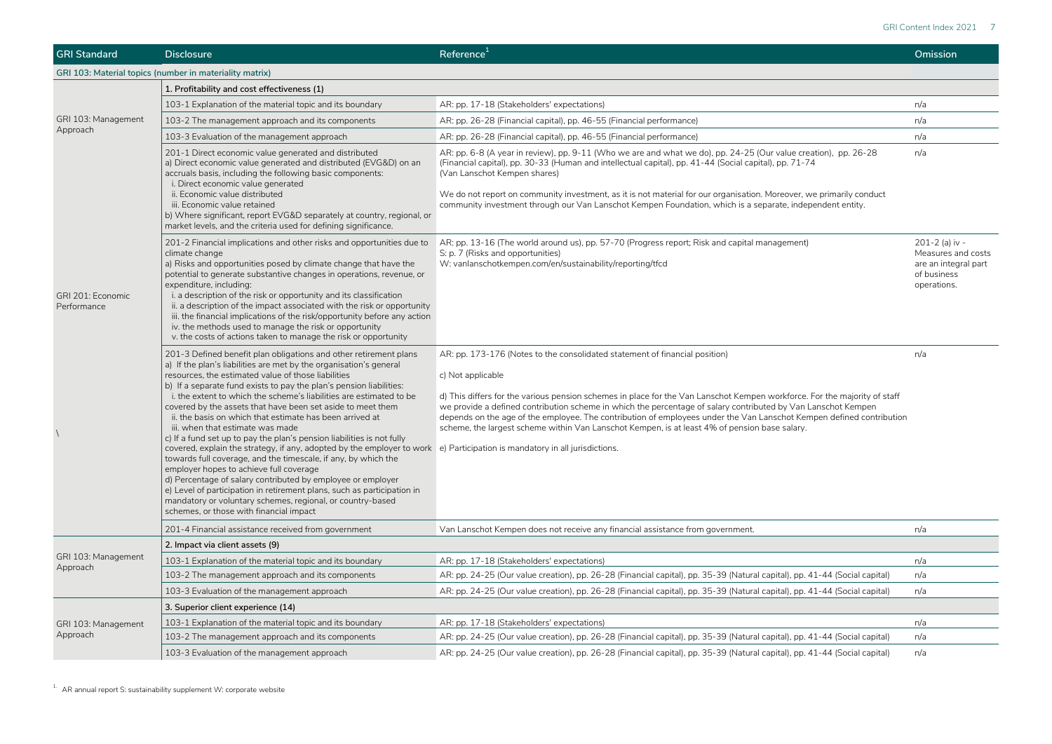| GRI Standard | Disclosure | Reference[1] | Omission |
|---|---|---|---|
| **GRI 103: Material topics (number in materiality matrix)** | | | |
| | **1. Profitability and cost effectiveness (1)** | | |
| GRI 103: Management Approach | 103-1 Explanation of the material topic and its boundary | AR: pp. 17-18 (Stakeholders' expectations) | n/a |
| | 103-2 The management approach and its components | AR: pp. 26-28 (Financial capital), pp. 46-55 (Financial performance) | n/a |
| | 103-3 Evaluation of the management approach | AR: pp. 26-28 (Financial capital), pp. 46-55 (Financial performance) | n/a |
| GRI 201: Economic Performance | 201-1 Direct economic value generated and distributed<br>a) Direct economic value generated and distributed (EVG&D) on an accruals basis, including the following basic components:<br>i. Direct economic value generated<br>ii. Economic value distributed<br>iii. Economic value retained<br>b) Where significant, report EVG&D separately at country, regional, or market levels, and the criteria used for defining significance. | AR: pp. 6-8 (A year in review), pp. 9-11 (Who we are and what we do), pp. 24-25 (Our value creation), pp. 26-28 (Financial capital), pp. 30-33 (Human and intellectual capital), pp. 41-44 (Social capital), pp. 71-74 (Van Lanschot Kempen shares)<br><br>We do not report on community investment, as it is not material for our organisation. Moreover, we primarily conduct community investment through our Van Lanschot Kempen Foundation, which is a separate, independent entity. | n/a |
| | 201-2 Financial implications and other risks and opportunities due to climate change<br>a) Risks and opportunities posed by climate change that have the potential to generate substantive changes in operations, revenue, or expenditure, including:<br>i. a description of the risk or opportunity and its classification<br>ii. a description of the impact associated with the risk or opportunity<br>iii. the financial implications of the risk/opportunity before any action<br>iv. the methods used to manage the risk or opportunity<br>v. the costs of actions taken to manage the risk or opportunity | AR: pp. 13-16 (The world around us), pp. 57-70 (Progress report; Risk and capital management)<br>S: p. 7 (Risks and opportunities)<br>W: vanlanschotkempen.com/en/sustainability/reporting/tfcd | 201-2 (a) iv - Measures and costs are an integral part of business operations. |
| \ | 201-3 Defined benefit plan obligations and other retirement plans<br>a) If the plan's liabilities are met by the organisation's general resources, the estimated value of those liabilities<br>b) If a separate fund exists to pay the plan's pension liabilities:<br>i. the extent to which the scheme's liabilities are estimated to be covered by the assets that have been set aside to meet them<br>ii. the basis on which that estimate has been arrived at<br>iii. when that estimate was made<br>c) If a fund set up to pay the plan's pension liabilities is not fully covered, explain the strategy, if any, adopted by the employer to work towards full coverage, and the timescale, if any, by which the employer hopes to achieve full coverage<br>d) Percentage of salary contributed by employee or employer<br>e) Level of participation in retirement plans, such as participation in mandatory or voluntary schemes, regional, or country-based schemes, or those with financial impact | AR: pp. 173-176 (Notes to the consolidated statement of financial position)<br><br>c) Not applicable<br><br>d) This differs for the various pension schemes in place for the Van Lanschot Kempen workforce. For the majority of staff we provide a defined contribution scheme in which the percentage of salary contributed by Van Lanschot Kempen depends on the age of the employee. The contribution of employees under the Van Lanschot Kempen defined contribution scheme, the largest scheme within Van Lanschot Kempen, is at least 4% of pension base salary.<br><br>e) Participation is mandatory in all jurisdictions. | n/a |
| | 201-4 Financial assistance received from government | Van Lanschot Kempen does not receive any financial assistance from government. | n/a |
| | **2. Impact via client assets (9)** | | |
| GRI 103: Management Approach | 103-1 Explanation of the material topic and its boundary | AR: pp. 17-18 (Stakeholders' expectations) | n/a |
| | 103-2 The management approach and its components | AR: pp. 24-25 (Our value creation), pp. 26-28 (Financial capital), pp. 35-39 (Natural capital), pp. 41-44 (Social capital) | n/a |
| | 103-3 Evaluation of the management approach | AR: pp. 24-25 (Our value creation), pp. 26-28 (Financial capital), pp. 35-39 (Natural capital), pp. 41-44 (Social capital) | n/a |
| | **3. Superior client experience (14)** | | |
| GRI 103: Management Approach | 103-1 Explanation of the material topic and its boundary | AR: pp. 17-18 (Stakeholders' expectations) | n/a |
| | 103-2 The management approach and its components | AR: pp. 24-25 (Our value creation), pp. 26-28 (Financial capital), pp. 35-39 (Natural capital), pp. 41-44 (Social capital) | n/a |
| | 103-3 Evaluation of the management approach | AR: pp. 24-25 (Our value creation), pp. 26-28 (Financial capital), pp. 35-39 (Natural capital), pp. 41-44 (Social capital) | n/a |

[1] AR annual report S: sustainability supplement W: corporate website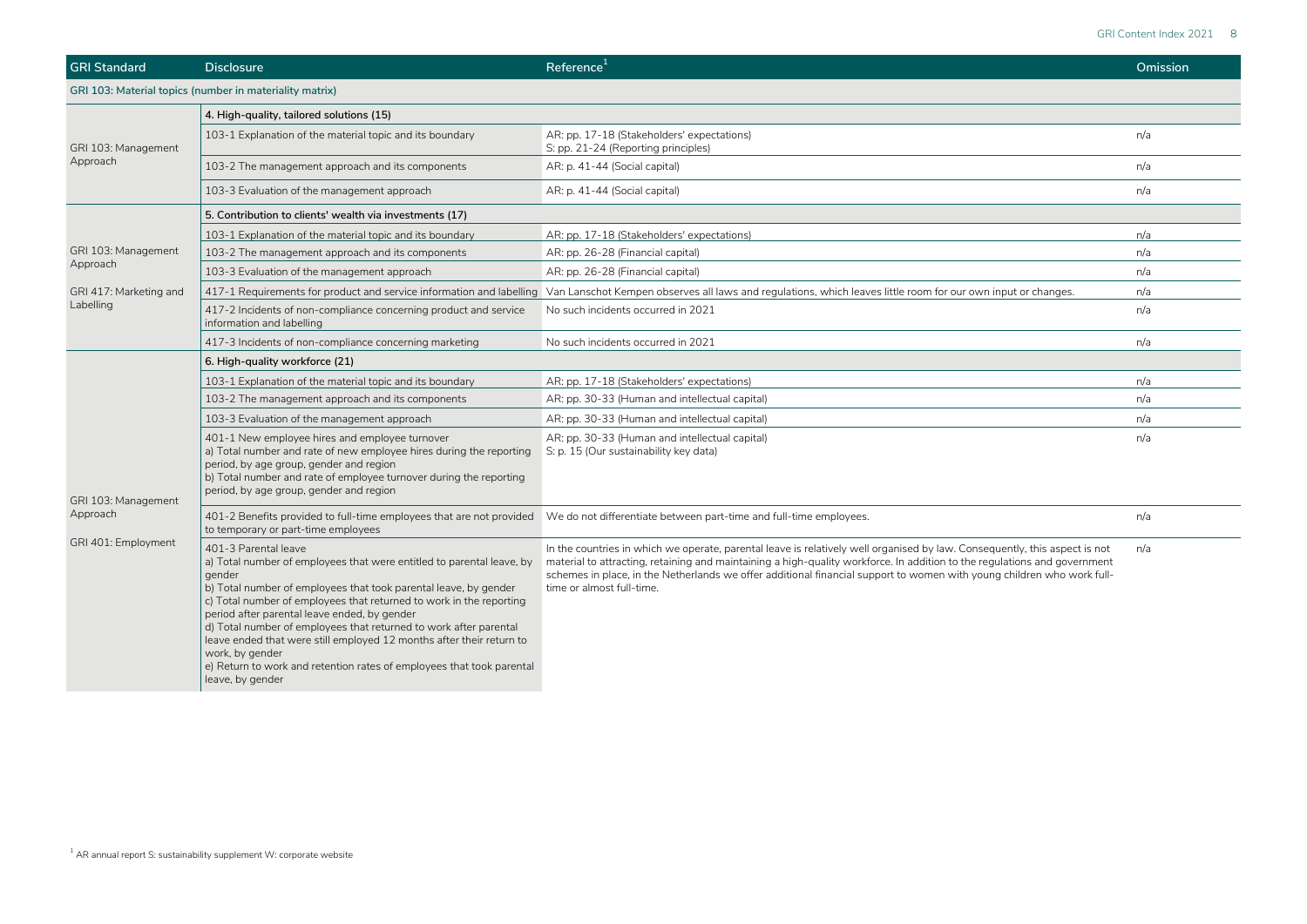| GRI Standard | Disclosure | Reference[1] | Omission |
|---|---|---|---|
| **GRI 103: Material topics (number in materiality matrix)** | | | |
| | **4. High-quality, tailored solutions (15)** | | |
| GRI 103: Management Approach | 103-1 Explanation of the material topic and its boundary | AR: pp. 17-18 (Stakeholders' expectations)<br>S: pp. 21-24 (Reporting principles) | n/a |
| | 103-2 The management approach and its components | AR: p. 41-44 (Social capital) | n/a |
| | 103-3 Evaluation of the management approach | AR: p. 41-44 (Social capital) | n/a |
| | **5. Contribution to clients' wealth via investments (17)** | | |
| GRI 103: Management Approach<br><br>GRI 417: Marketing and Labelling | 103-1 Explanation of the material topic and its boundary | AR: pp. 17-18 (Stakeholders' expectations) | n/a |
| | 103-2 The management approach and its components | AR: pp. 26-28 (Financial capital) | n/a |
| | 103-3 Evaluation of the management approach | AR: pp. 26-28 (Financial capital) | n/a |
| | 417-1 Requirements for product and service information and labelling | Van Lanschot Kempen observes all laws and regulations, which leaves little room for our own input or changes. | n/a |
| | 417-2 Incidents of non-compliance concerning product and service information and labelling | No such incidents occurred in 2021 | n/a |
| | 417-3 Incidents of non-compliance concerning marketing | No such incidents occurred in 2021 | n/a |
| | **6. High-quality workforce (21)** | | |
| GRI 103: Management Approach<br><br>GRI 401: Employment | 103-1 Explanation of the material topic and its boundary | AR: pp. 17-18 (Stakeholders' expectations) | n/a |
| | 103-2 The management approach and its components | AR: pp. 30-33 (Human and intellectual capital) | n/a |
| | 103-3 Evaluation of the management approach | AR: pp. 30-33 (Human and intellectual capital) | n/a |
| | 401-1 New employee hires and employee turnover<br>a) Total number and rate of new employee hires during the reporting period, by age group, gender and region<br>b) Total number and rate of employee turnover during the reporting period, by age group, gender and region | AR: pp. 30-33 (Human and intellectual capital)<br>S: p. 15 (Our sustainability key data) | n/a |
| | 401-2 Benefits provided to full-time employees that are not provided to temporary or part-time employees | We do not differentiate between part-time and full-time employees. | n/a |
| | 401-3 Parental leave<br>a) Total number of employees that were entitled to parental leave, by gender<br>b) Total number of employees that took parental leave, by gender<br>c) Total number of employees that returned to work in the reporting period after parental leave ended, by gender<br>d) Total number of employees that returned to work after parental leave ended that were still employed 12 months after their return to work, by gender<br>e) Return to work and retention rates of employees that took parental leave, by gender | In the countries in which we operate, parental leave is relatively well organised by law. Consequently, this aspect is not material to attracting, retaining and maintaining a high-quality workforce. In addition to the regulations and government schemes in place, in the Netherlands we offer additional financial support to women with young children who work full-time or almost full-time. | n/a |

[1] AR annual report S: sustainability supplement W: corporate website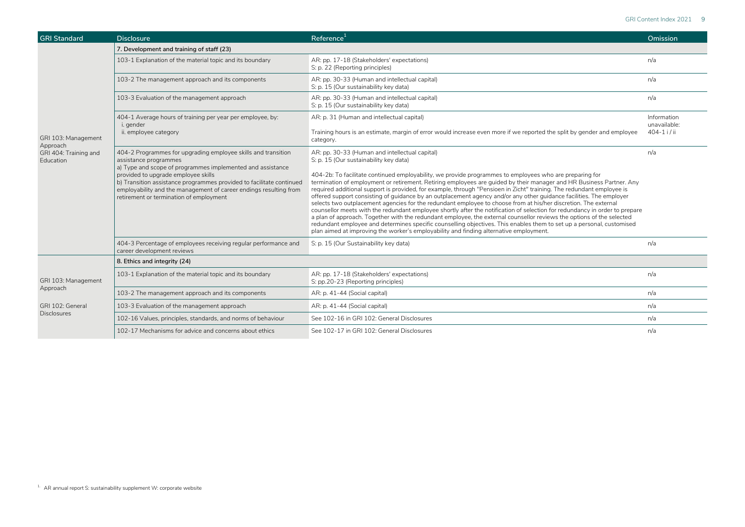| GRI Standard | Disclosure | Reference[1] | Omission |
|---|---|---|---|
| | **7. Development and training of staff (23)** | | |
| GRI 103: Management Approach<br>GRI 404: Training and Education | 103-1 Explanation of the material topic and its boundary | AR: pp. 17-18 (Stakeholders' expectations)<br>S: p. 22 (Reporting principles) | n/a |
| | 103-2 The management approach and its components | AR: pp. 30-33 (Human and intellectual capital)<br>S: p. 15 (Our sustainability key data) | n/a |
| | 103-3 Evaluation of the management approach | AR: pp. 30-33 (Human and intellectual capital)<br>S: p. 15 (Our sustainability key data) | n/a |
| | 404-1 Average hours of training per year per employee, by:<br>i. gender<br>ii. employee category | AR: p. 31 (Human and intellectual capital)<br><br>Training hours is an estimate, margin of error would increase even more if we reported the split by gender and employee category. | Information unavailable: 404-1 i / ii |
| | 404-2 Programmes for upgrading employee skills and transition assistance programmes<br>a) Type and scope of programmes implemented and assistance provided to upgrade employee skills<br>b) Transition assistance programmes provided to facilitate continued employability and the management of career endings resulting from retirement or termination of employment | AR: pp. 30-33 (Human and intellectual capital)<br>S: p. 15 (Our sustainability key data)<br><br>404-2b: To facilitate continued employability, we provide programmes to employees who are preparing for termination of employment or retirement. Retiring employees are guided by their manager and HR Business Partner. Any required additional support is provided, for example, through "Pensioen in Zicht" training. The redundant employee is offered support consisting of guidance by an outplacement agency and/or any other guidance facilities. The employer selects two outplacement agencies for the redundant employee to choose from at his/her discretion. The external counsellor meets with the redundant employee shortly after the notification of selection for redundancy in order to prepare a plan of approach. Together with the redundant employee, the external counsellor reviews the options of the selected redundant employee and determines specific counselling objectives. This enables them to set up a personal, customised plan aimed at improving the worker's employability and finding alternative employment. | n/a |
| | 404-3 Percentage of employees receiving regular performance and career development reviews | S: p. 15 (Our Sustainability key data) | n/a |
| | **8. Ethics and integrity (24)** | | |
| GRI 103: Management Approach<br><br>GRI 102: General Disclosures | 103-1 Explanation of the material topic and its boundary | AR: pp. 17-18 (Stakeholders' expectations)<br>S: pp.20-23 (Reporting principles) | n/a |
| | 103-2 The management approach and its components | AR: p. 41-44 (Social capital) | n/a |
| | 103-3 Evaluation of the management approach | AR: p. 41-44 (Social capital) | n/a |
| | 102-16 Values, principles, standards, and norms of behaviour | See 102-16 in GRI 102: General Disclosures | n/a |
| | 102-17 Mechanisms for advice and concerns about ethics | See 102-17 in GRI 102: General Disclosures | n/a |

[1] AR annual report S: sustainability supplement W: corporate website